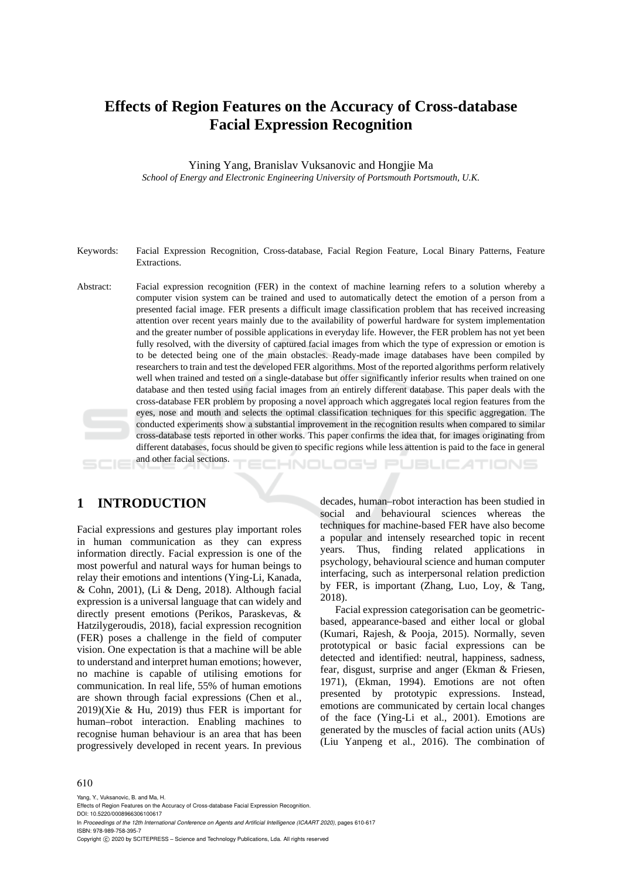# Effects of Region Features on the Accuracy of Cross-database Facial Expression Recognition

Yining Yang, Branislav Vuksanovic and Hongjie Ma

*School of Energy and Electronic Engineering University of Portsmouth Portsmouth, U.K.*

Keywords: Facial Expression Recognition, Cross-database, Facial Region Feature, Local Binary Patterns, Feature Extractions.

Abstract: Facial expression recognition (FER) in the context of machine learning refers to a solution whereby a computer vision system can be trained and used to automatically detect the emotion of a person from a presented facial image. FER presents a difficult image classification problem that has received increasing attention over recent years mainly due to the availability of powerful hardware for system implementation and the greater number of possible applications in everyday life. However, the FER problem has not yet been fully resolved, with the diversity of captured facial images from which the type of expression or emotion is to be detected being one of the main obstacles. Ready-made image databases have been compiled by researchers to train and test the developed FER algorithms. Most of the reported algorithms perform relatively well when trained and tested on a single-database but offer significantly inferior results when trained on one database and then tested using facial images from an entirely different database. This paper deals with the cross-database FER problem by proposing a novel approach which aggregates local region features from the eyes, nose and mouth and selects the optimal classification techniques for this specific aggregation. The conducted experiments show a substantial improvement in the recognition results when compared to similar cross-database tests reported in other works. This paper confirms the idea that, for images originating from different databases, focus should be given to specific regions while less attention is paid to the face in general and other facial sections.

## 1 INTRODUCTION

Facial expressions and gestures play important roles in human communication as they can express information directly. Facial expression is one of the most powerful and natural ways for human beings to relay their emotions and intentions (Ying-Li, Kanada, & Cohn, 2001), (Li & Deng, 2018). Although facial expression is a universal language that can widely and directly present emotions (Perikos, Paraskevas, & Hatzilygeroudis, 2018), facial expression recognition (FER) poses a challenge in the field of computer vision. One expectation is that a machine will be able to understand and interpret human emotions; however, no machine is capable of utilising emotions for communication. In real life, 55% of human emotions are shown through facial expressions (Chen et al., 2019)(Xie & Hu, 2019) thus FER is important for human–robot interaction. Enabling machines to recognise human behaviour is an area that has been progressively developed in recent years. In previous decades, human–robot interaction has been studied in social and behavioural sciences whereas the techniques for machine-based FER have also become a popular and intensely researched topic in recent years. Thus, finding related applications in psychology, behavioural science and human computer interfacing, such as interpersonal relation prediction by FER, is important (Zhang, Luo, Loy, & Tang, 2018).

Facial expression categorisation can be geometric-based, appearance-based and either local or global (Kumari, Rajesh, & Pooja, 2015). Normally, seven prototypical or basic facial expressions can be detected and identified: neutral, happiness, sadness, fear, disgust, surprise and anger (Ekman & Friesen, 1971), (Ekman, 1994). Emotions are not often presented by prototypic expressions. Instead, emotions are communicated by certain local changes of the face (Ying-Li et al., 2001). Emotions are generated by the muscles of facial action units (AUs) (Liu Yanpeng et al., 2016). The combination of

Yang, Y., Vuksanovic, B. and Ma, H.
Effects of Region Features on the Accuracy of Cross-database Facial Expression Recognition.
DOI: 10.5220/0008966306100617
In *Proceedings of the 12th International Conference on Agents and Artificial Intelligence (ICAART 2020)*, pages 610-617
ISBN: 978-989-758-395-7
Copyright © 2020 by SCITEPRESS – Science and Technology Publications, Lda. All rights reserved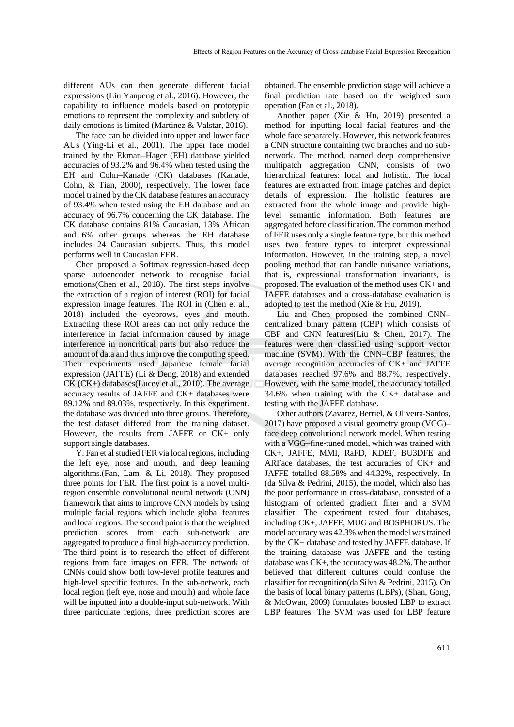different AUs can then generate different facial expressions (Liu Yanpeng et al., 2016). However, the capability to influence models based on prototypic emotions to represent the complexity and subtlety of daily emotions is limited (Martinez & Valstar, 2016).

The face can be divided into upper and lower face AUs (Ying-Li et al., 2001). The upper face model trained by the Ekman–Hager (EH) database yielded accuracies of 93.2% and 96.4% when tested using the EH and Cohn–Kanade (CK) databases (Kanade, Cohn, & Tian, 2000), respectively. The lower face model trained by the CK database features an accuracy of 93.4% when tested using the EH database and an accuracy of 96.7% concerning the CK database. The CK database contains 81% Caucasian, 13% African and 6% other groups whereas the EH database includes 24 Caucasian subjects. Thus, this model performs well in Caucasian FER.

Chen proposed a Softmax regression-based deep sparse autoencoder network to recognise facial emotions(Chen et al., 2018). The first steps involve the extraction of a region of interest (ROI) for facial expression image features. The ROI in (Chen et al., 2018) included the eyebrows, eyes and mouth. Extracting these ROI areas can not only reduce the interference in facial information caused by image interference in noncritical parts but also reduce the amount of data and thus improve the computing speed. Their experiments used Japanese female facial expression (JAFFE) (Li & Deng, 2018) and extended CK (CK+) databases(Lucey et al., 2010). The average accuracy results of JAFFE and CK+ databases were 89.12% and 89.03%, respectively. In this experiment. the database was divided into three groups. Therefore, the test dataset differed from the training dataset. However, the results from JAFFE or CK+ only support single databases.

Y. Fan et al studied FER via local regions, including the left eye, nose and mouth, and deep learning algorithms.(Fan, Lam, & Li, 2018). They proposed three points for FER. The first point is a novel multi-region ensemble convolutional neural network (CNN) framework that aims to improve CNN models by using multiple facial regions which include global features and local regions. The second point is that the weighted prediction scores from each sub-network are aggregated to produce a final high-accuracy prediction. The third point is to research the effect of different regions from face images on FER. The network of CNNs could show both low-level profile features and high-level specific features. In the sub-network, each local region (left eye, nose and mouth) and whole face will be inputted into a double-input sub-network. With three particulate regions, three prediction scores are obtained. The ensemble prediction stage will achieve a final prediction rate based on the weighted sum operation (Fan et al., 2018).

Another paper (Xie & Hu, 2019) presented a method for inputting local facial features and the whole face separately. However, this network features a CNN structure containing two branches and no sub-network. The method, named deep comprehensive multipatch aggregation CNN, consists of two hierarchical features: local and holistic. The local features are extracted from image patches and depict details of expression. The holistic features are extracted from the whole image and provide high-level semantic information. Both features are aggregated before classification. The common method of FER uses only a single feature type, but this method uses two feature types to interpret expressional information. However, in the training step, a novel pooling method that can handle nuisance variations, that is, expressional transformation invariants, is proposed. The evaluation of the method uses CK+ and JAFFE databases and a cross-database evaluation is adopted to test the method (Xie & Hu, 2019).

Liu and Chen proposed the combined CNN–centralized binary pattern (CBP) which consists of CBP and CNN features(Liu & Chen, 2017). The features were then classified using support vector machine (SVM). With the CNN–CBP features, the average recognition accuracies of CK+ and JAFFE databases reached 97.6% and 88.7%, respectively. However, with the same model, the accuracy totalled 34.6% when training with the CK+ database and testing with the JAFFE database.

Other authors (Zavarez, Berriel, & Oliveira-Santos, 2017) have proposed a visual geometry group (VGG)–face deep convolutional network model. When testing with a VGG–fine-tuned model, which was trained with CK+, JAFFE, MMI, RaFD, KDEF, BU3DFE and ARFace databases, the test accuracies of CK+ and JAFFE totalled 88.58% and 44.32%, respectively. In (da Silva & Pedrini, 2015), the model, which also has the poor performance in cross-database, consisted of a histogram of oriented gradient filter and a SVM classifier. The experiment tested four databases, including CK+, JAFFE, MUG and BOSPHORUS. The model accuracy was 42.3% when the model was trained by the CK+ database and tested by JAFFE database. If the training database was JAFFE and the testing database was CK+, the accuracy was 48.2%. The author believed that different cultures could confuse the classifier for recognition(da Silva & Pedrini, 2015). On the basis of local binary patterns (LBPs), (Shan, Gong, & McOwan, 2009) formulates boosted LBP to extract LBP features. The SVM was used for LBP feature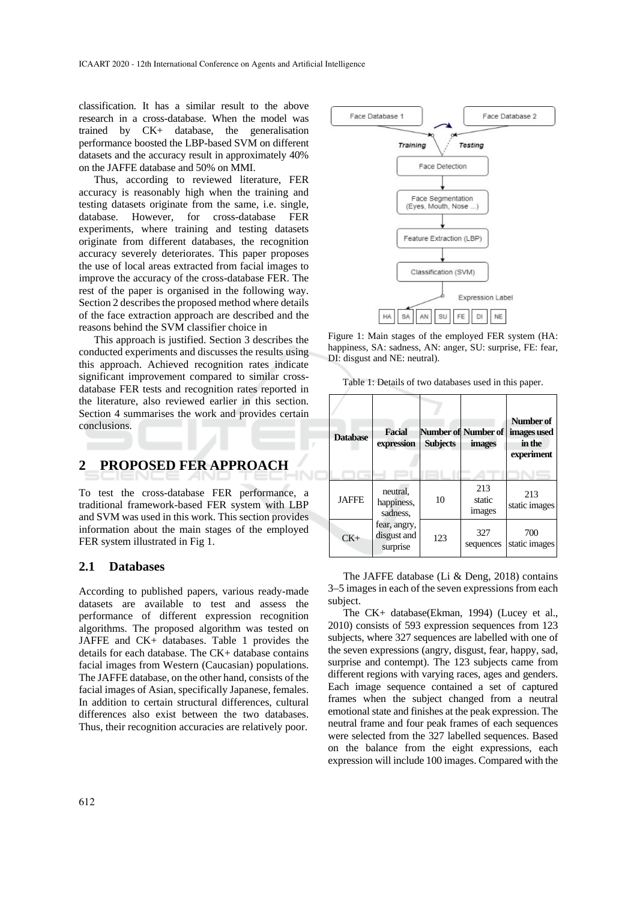classification. It has a similar result to the above research in a cross-database. When the model was trained by CK+ database, the generalisation performance boosted the LBP-based SVM on different datasets and the accuracy result in approximately 40% on the JAFFE database and 50% on MMI.

Thus, according to reviewed literature, FER accuracy is reasonably high when the training and testing datasets originate from the same, i.e. single, database. However, for cross-database FER experiments, where training and testing datasets originate from different databases, the recognition accuracy severely deteriorates. This paper proposes the use of local areas extracted from facial images to improve the accuracy of the cross-database FER. The rest of the paper is organised in the following way. Section 2 describes the proposed method where details of the face extraction approach are described and the reasons behind the SVM classifier choice in

This approach is justified. Section 3 describes the conducted experiments and discusses the results using this approach. Achieved recognition rates indicate significant improvement compared to similar cross-database FER tests and recognition rates reported in the literature, also reviewed earlier in this section. Section 4 summarises the work and provides certain conclusions.

## 2 PROPOSED FER APPROACH

To test the cross-database FER performance, a traditional framework-based FER system with LBP and SVM was used in this work. This section provides information about the main stages of the employed FER system illustrated in Fig 1.

Figure 1: Main stages of the employed FER system (HA: happiness, SA: sadness, AN: anger, SU: surprise, FE: fear, DI: disgust and NE: neutral).

### 2.1 Databases

According to published papers, various ready-made datasets are available to test and assess the performance of different expression recognition algorithms. The proposed algorithm was tested on JAFFE and CK+ databases. Table 1 provides the details for each database. The CK+ database contains facial images from Western (Caucasian) populations. The JAFFE database, on the other hand, consists of the facial images of Asian, specifically Japanese, females. In addition to certain structural differences, cultural differences also exist between the two databases. Thus, their recognition accuracies are relatively poor.

Table 1: Details of two databases used in this paper.

| Database | Facial expression | Number of Subjects | Number of images | Number of images used in the experiment |
|---|---|---|---|---|
| JAFFE | neutral, happiness, sadness, fear, angry, disgust and surprise | 10 | 213 static images | 213 static images |
| CK+ | | 123 | 327 sequences | 700 static images |

The JAFFE database (Li & Deng, 2018) contains 3–5 images in each of the seven expressions from each subject.

The CK+ database(Ekman, 1994) (Lucey et al., 2010) consists of 593 expression sequences from 123 subjects, where 327 sequences are labelled with one of the seven expressions (angry, disgust, fear, happy, sad, surprise and contempt). The 123 subjects came from different regions with varying races, ages and genders. Each image sequence contained a set of captured frames when the subject changed from a neutral emotional state and finishes at the peak expression. The neutral frame and four peak frames of each sequences were selected from the 327 labelled sequences. Based on the balance from the eight expressions, each expression will include 100 images. Compared with the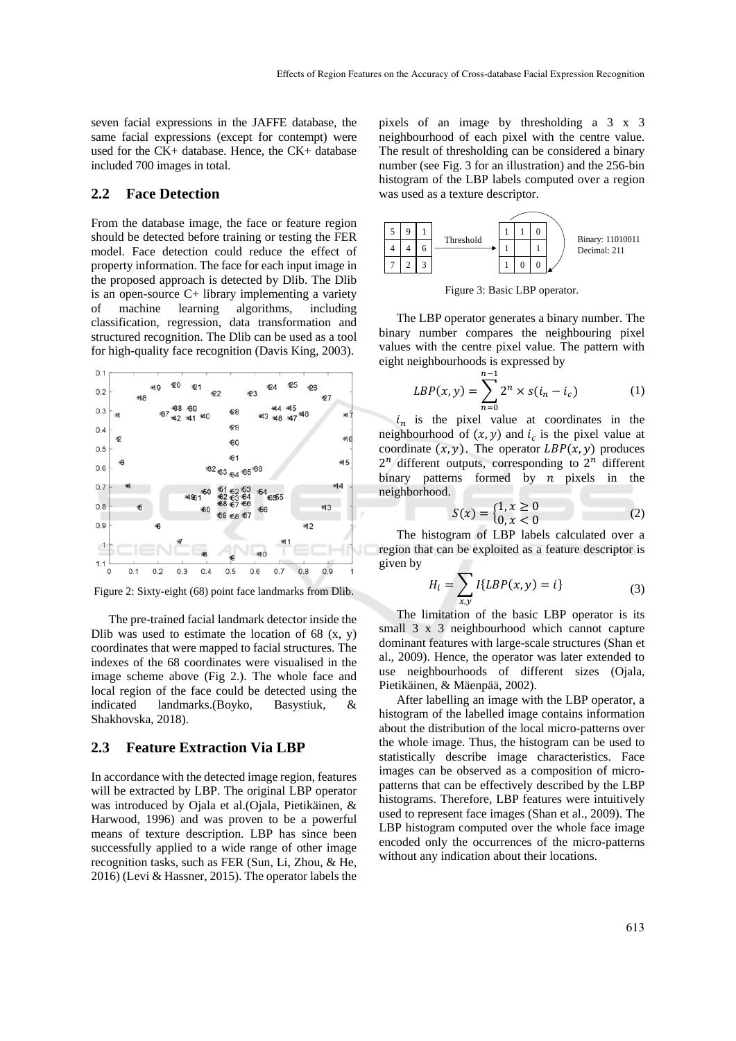seven facial expressions in the JAFFE database, the same facial expressions (except for contempt) were used for the CK+ database. Hence, the CK+ database included 700 images in total.

## 2.2 Face Detection

From the database image, the face or feature region should be detected before training or testing the FER model. Face detection could reduce the effect of property information. The face for each input image in the proposed approach is detected by Dlib. The Dlib is an open-source C+ library implementing a variety of machine learning algorithms, including classification, regression, data transformation and structured recognition. The Dlib can be used as a tool for high-quality face recognition (Davis King, 2003).

Figure 2: Sixty-eight (68) point face landmarks from Dlib.

The pre-trained facial landmark detector inside the Dlib was used to estimate the location of 68 (x, y) coordinates that were mapped to facial structures. The indexes of the 68 coordinates were visualised in the image scheme above (Fig 2.). The whole face and local region of the face could be detected using the indicated landmarks.(Boyko, Basystiuk, & Shakhovska, 2018).

## 2.3 Feature Extraction Via LBP

In accordance with the detected image region, features will be extracted by LBP. The original LBP operator was introduced by Ojala et al.(Ojala, Pietikäinen, & Harwood, 1996) and was proven to be a powerful means of texture description. LBP has since been successfully applied to a wide range of other image recognition tasks, such as FER (Sun, Li, Zhou, & He, 2016) (Levi & Hassner, 2015). The operator labels the pixels of an image by thresholding a 3 x 3 neighbourhood of each pixel with the centre value. The result of thresholding can be considered a binary number (see Fig. 3 for an illustration) and the 256-bin histogram of the LBP labels computed over a region was used as a texture descriptor.

| 5 | 9 | 1 |
|---|---|---|
| 4 | 4 | 6 |
| 7 | 2 | 3 |

Threshold →

| 1 | 1 | 0 |
|---|---|---|
| 1 |  | 1 |
| 1 | 0 | 0 |

Binary: 11010011
Decimal: 211

Figure 3: Basic LBP operator.

The LBP operator generates a binary number. The binary number compares the neighbouring pixel values with the centre pixel value. The pattern with eight neighbourhoods is expressed by

$$LBP(x, y) = \sum_{n=0}^{n-1} 2^n \times s(i_n - i_c) \tag{1}$$

$i_n$ is the pixel value at coordinates in the neighbourhood of $(x, y)$ and $i_c$ is the pixel value at coordinate $(x, y)$. The operator $LBP(x, y)$ produces $2^n$ different outputs, corresponding to $2^n$ different binary patterns formed by $n$ pixels in the neighborhood.

$$S(x) = \begin{cases} 1, x \geq 0 \\ 0, x < 0 \end{cases} \tag{2}$$

The histogram of LBP labels calculated over a region that can be exploited as a feature descriptor is given by

$$H_i = \sum_{x,y} I\{LBP(x, y) = i\} \tag{3}$$

The limitation of the basic LBP operator is its small 3 x 3 neighbourhood which cannot capture dominant features with large-scale structures (Shan et al., 2009). Hence, the operator was later extended to use neighbourhoods of different sizes (Ojala, Pietikäinen, & Mäenpää, 2002).

After labelling an image with the LBP operator, a histogram of the labelled image contains information about the distribution of the local micro-patterns over the whole image. Thus, the histogram can be used to statistically describe image characteristics. Face images can be observed as a composition of micro-patterns that can be effectively described by the LBP histograms. Therefore, LBP features were intuitively used to represent face images (Shan et al., 2009). The LBP histogram computed over the whole face image encoded only the occurrences of the micro-patterns without any indication about their locations.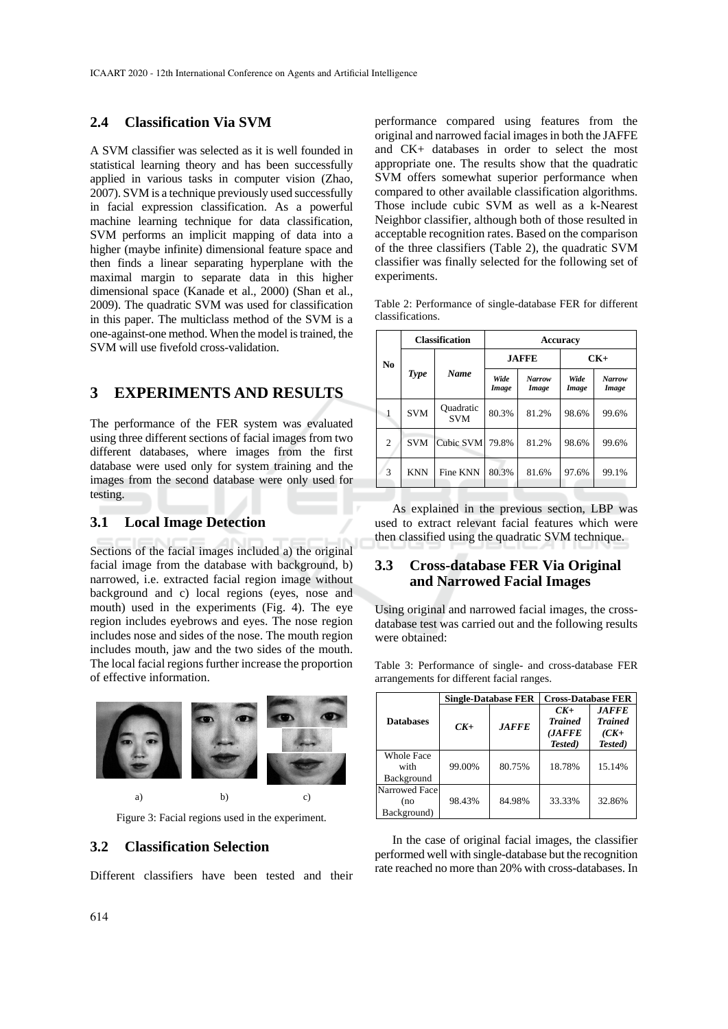### 2.4 Classification Via SVM

A SVM classifier was selected as it is well founded in statistical learning theory and has been successfully applied in various tasks in computer vision (Zhao, 2007). SVM is a technique previously used successfully in facial expression classification. As a powerful machine learning technique for data classification, SVM performs an implicit mapping of data into a higher (maybe infinite) dimensional feature space and then finds a linear separating hyperplane with the maximal margin to separate data in this higher dimensional space (Kanade et al., 2000) (Shan et al., 2009). The quadratic SVM was used for classification in this paper. The multiclass method of the SVM is a one-against-one method. When the model is trained, the SVM will use fivefold cross-validation.

## 3 EXPERIMENTS AND RESULTS

The performance of the FER system was evaluated using three different sections of facial images from two different databases, where images from the first database were used only for system training and the images from the second database were only used for testing.

### 3.1 Local Image Detection

Sections of the facial images included a) the original facial image from the database with background, b) narrowed, i.e. extracted facial region image without background and c) local regions (eyes, nose and mouth) used in the experiments (Fig. 4). The eye region includes eyebrows and eyes. The nose region includes nose and sides of the nose. The mouth region includes mouth, jaw and the two sides of the mouth. The local facial regions further increase the proportion of effective information.

a) b) c)

Figure 3: Facial regions used in the experiment.

### 3.2 Classification Selection

Different classifiers have been tested and their performance compared using features from the original and narrowed facial images in both the JAFFE and CK+ databases in order to select the most appropriate one. The results show that the quadratic SVM offers somewhat superior performance when compared to other available classification algorithms. Those include cubic SVM as well as a k-Nearest Neighbor classifier, although both of those resulted in acceptable recognition rates. Based on the comparison of the three classifiers (Table 2), the quadratic SVM classifier was finally selected for the following set of experiments.

Table 2: Performance of single-database FER for different classifications.

| No | Classification | | Accuracy | | | |
|---|---|---|---|---|---|---|
| | | | JAFFE | | CK+ | |
| | *Type* | *Name* | *Wide Image* | *Narrow Image* | *Wide Image* | *Narrow Image* |
| 1 | SVM | Quadratic SVM | 80.3% | 81.2% | 98.6% | 99.6% |
| 2 | SVM | Cubic SVM | 79.8% | 81.2% | 98.6% | 99.6% |
| 3 | KNN | Fine KNN | 80.3% | 81.6% | 97.6% | 99.1% |

As explained in the previous section, LBP was used to extract relevant facial features which were then classified using the quadratic SVM technique.

### 3.3 Cross-database FER Via Original and Narrowed Facial Images

Using original and narrowed facial images, the cross-database test was carried out and the following results were obtained:

Table 3: Performance of single- and cross-database FER arrangements for different facial ranges.

| Databases | Single-Database FER | | Cross-Database FER | |
|---|---|---|---|---|
| | *CK+* | *JAFFE* | *CK+ Trained (JAFFE Tested)* | *JAFFE Trained (CK+ Tested)* |
| Whole Face with Background | 99.00% | 80.75% | 18.78% | 15.14% |
| Narrowed Face (no Background) | 98.43% | 84.98% | 33.33% | 32.86% |

In the case of original facial images, the classifier performed well with single-database but the recognition rate reached no more than 20% with cross-databases. In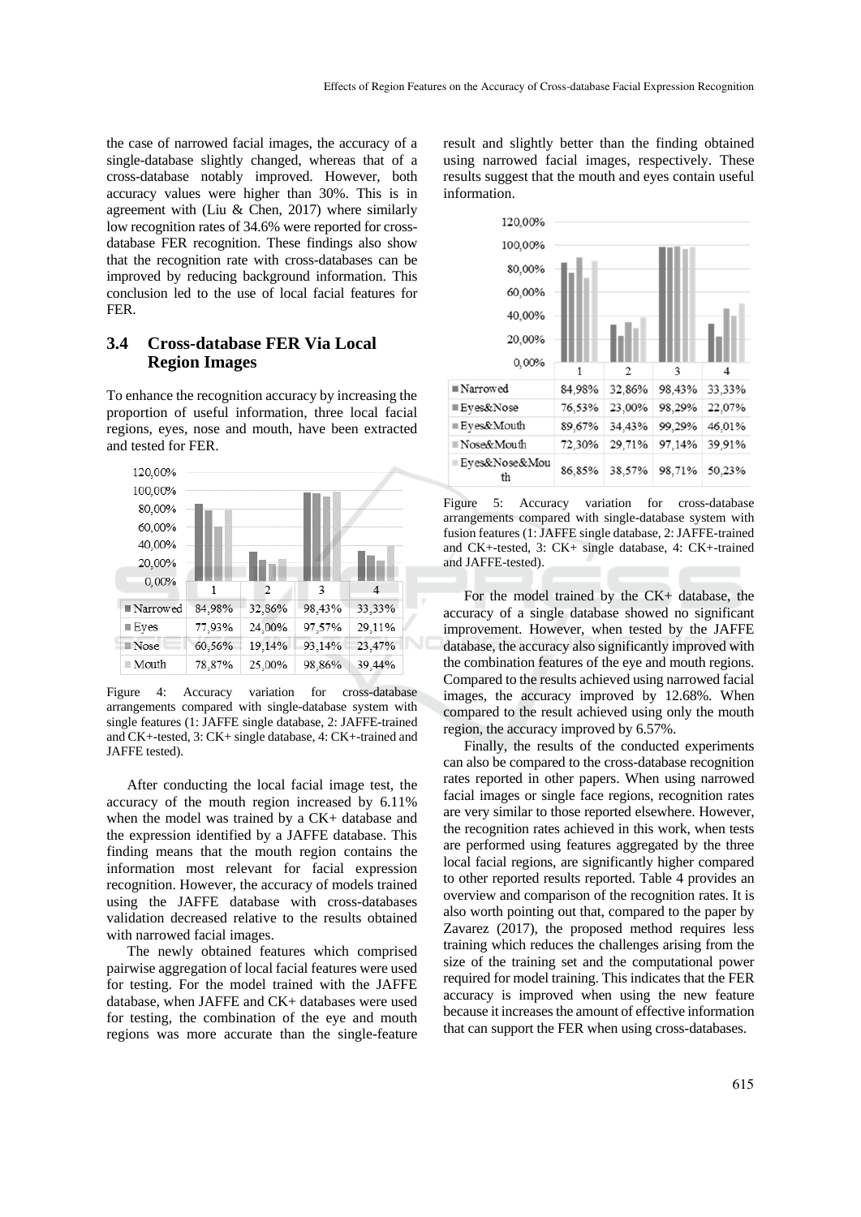the case of narrowed facial images, the accuracy of a single-database slightly changed, whereas that of a cross-database notably improved. However, both accuracy values were higher than 30%. This is in agreement with (Liu & Chen, 2017) where similarly low recognition rates of 34.6% were reported for cross-database FER recognition. These findings also show that the recognition rate with cross-databases can be improved by reducing background information. This conclusion led to the use of local facial features for FER.

### 3.4 Cross-database FER Via Local Region Images

To enhance the recognition accuracy by increasing the proportion of useful information, three local facial regions, eyes, nose and mouth, have been extracted and tested for FER.

| | 1 | 2 | 3 | 4 |
|---|---|---|---|---|
| Narrowed | 84,98% | 32,86% | 98,43% | 33,33% |
| Eyes | 77,93% | 24,00% | 97,57% | 29,11% |
| Nose | 60,56% | 19,14% | 93,14% | 23,47% |
| Mouth | 78,87% | 25,00% | 98,86% | 39,44% |

Figure 4: Accuracy variation for cross-database arrangements compared with single-database system with single features (1: JAFFE single database, 2: JAFFE-trained and CK+-tested, 3: CK+ single database, 4: CK+-trained and JAFFE tested).

After conducting the local facial image test, the accuracy of the mouth region increased by 6.11% when the model was trained by a CK+ database and the expression identified by a JAFFE database. This finding means that the mouth region contains the information most relevant for facial expression recognition. However, the accuracy of models trained using the JAFFE database with cross-databases validation decreased relative to the results obtained with narrowed facial images.

The newly obtained features which comprised pairwise aggregation of local facial features were used for testing. For the model trained with the JAFFE database, when JAFFE and CK+ databases were used for testing, the combination of the eye and mouth regions was more accurate than the single-feature result and slightly better than the finding obtained using narrowed facial images, respectively. These results suggest that the mouth and eyes contain useful information.

| | 1 | 2 | 3 | 4 |
|---|---|---|---|---|
| Narrowed | 84,98% | 32,86% | 98,43% | 33,33% |
| Eyes&Nose | 76,53% | 23,00% | 98,29% | 22,07% |
| Eyes&Mouth | 89,67% | 34,43% | 99,29% | 46,01% |
| Nose&Mouth | 72,30% | 29,71% | 97,14% | 39,91% |
| Eyes&Nose&Mouth | 86,85% | 38,57% | 98,71% | 50,23% |

Figure 5: Accuracy variation for cross-database arrangements compared with single-database system with fusion features (1: JAFFE single database, 2: JAFFE-trained and CK+-tested, 3: CK+ single database, 4: CK+-trained and JAFFE-tested).

For the model trained by the CK+ database, the accuracy of a single database showed no significant improvement. However, when tested by the JAFFE database, the accuracy also significantly improved with the combination features of the eye and mouth regions. Compared to the results achieved using narrowed facial images, the accuracy improved by 12.68%. When compared to the result achieved using only the mouth region, the accuracy improved by 6.57%.

Finally, the results of the conducted experiments can also be compared to the cross-database recognition rates reported in other papers. When using narrowed facial images or single face regions, recognition rates are very similar to those reported elsewhere. However, the recognition rates achieved in this work, when tests are performed using features aggregated by the three local facial regions, are significantly higher compared to other reported results reported. Table 4 provides an overview and comparison of the recognition rates. It is also worth pointing out that, compared to the paper by Zavarez (2017), the proposed method requires less training which reduces the challenges arising from the size of the training set and the computational power required for model training. This indicates that the FER accuracy is improved when using the new feature because it increases the amount of effective information that can support the FER when using cross-databases.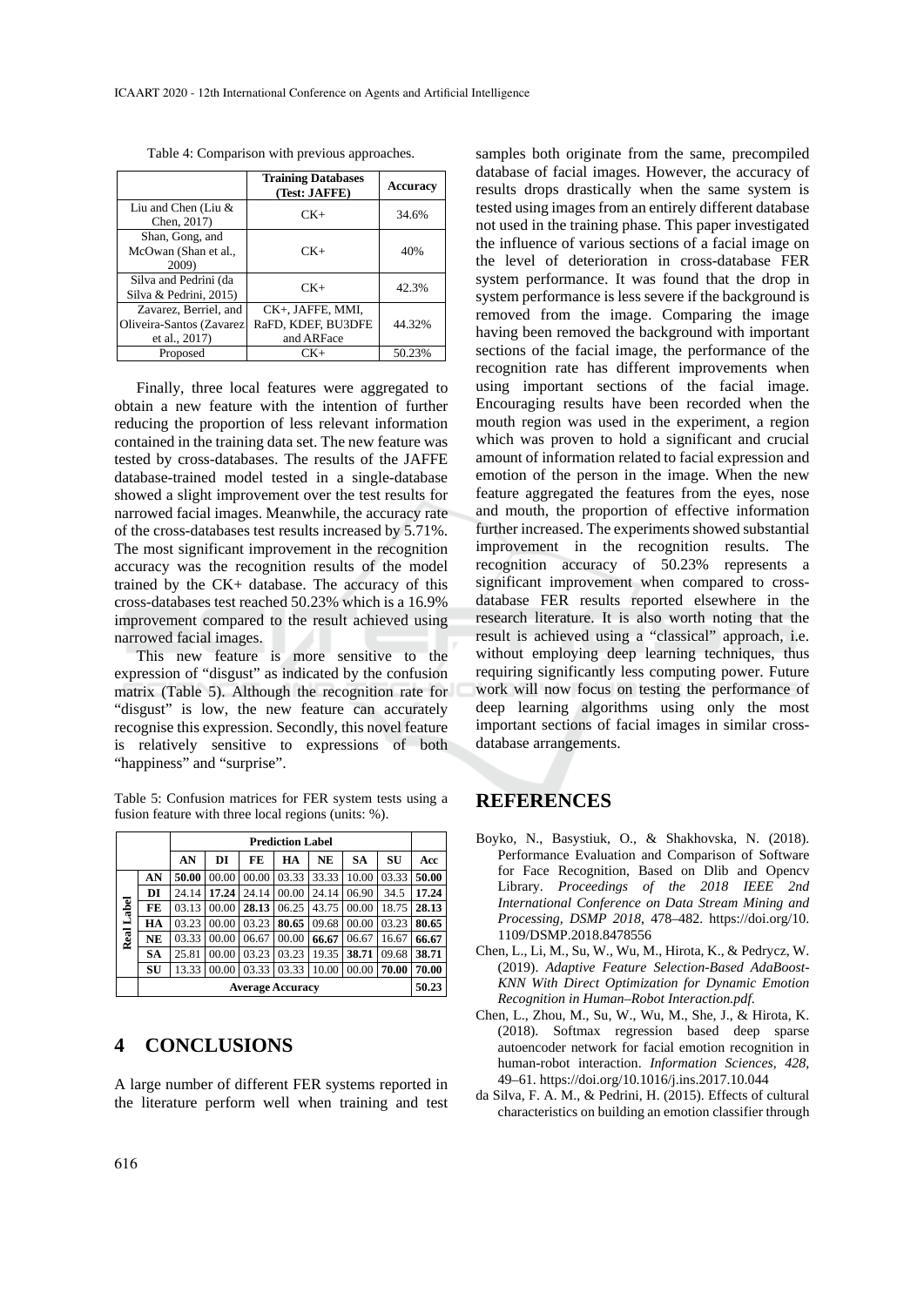Table 4: Comparison with previous approaches.

| | Training Databases (Test: JAFFE) | Accuracy |
|---|---|---|
| Liu and Chen (Liu & Chen, 2017) | CK+ | 34.6% |
| Shan, Gong, and McOwan (Shan et al., 2009) | CK+ | 40% |
| Silva and Pedrini (da Silva & Pedrini, 2015) | CK+ | 42.3% |
| Zavarez, Berriel, and Oliveira-Santos (Zavarez et al., 2017) | CK+, JAFFE, MMI, RaFD, KDEF, BU3DFE and ARFace | 44.32% |
| Proposed | CK+ | 50.23% |

Finally, three local features were aggregated to obtain a new feature with the intention of further reducing the proportion of less relevant information contained in the training data set. The new feature was tested by cross-databases. The results of the JAFFE database-trained model tested in a single-database showed a slight improvement over the test results for narrowed facial images. Meanwhile, the accuracy rate of the cross-databases test results increased by 5.71%. The most significant improvement in the recognition accuracy was the recognition results of the model trained by the CK+ database. The accuracy of this cross-databases test reached 50.23% which is a 16.9% improvement compared to the result achieved using narrowed facial images.

This new feature is more sensitive to the expression of "disgust" as indicated by the confusion matrix (Table 5). Although the recognition rate for "disgust" is low, the new feature can accurately recognise this expression. Secondly, this novel feature is relatively sensitive to expressions of both "happiness" and "surprise".

Table 5: Confusion matrices for FER system tests using a fusion feature with three local regions (units: %).

| | | Prediction Label | | | | | | | |
|---|---|---|---|---|---|---|---|---|---|
| | | AN | DI | FE | HA | NE | SA | SU | Acc |
| Real Label | AN | **50.00** | 00.00 | 00.00 | 03.33 | 33.33 | 10.00 | 03.33 | **50.00** |
| | DI | 24.14 | **17.24** | 24.14 | 00.00 | 24.14 | 06.90 | 34.5 | **17.24** |
| | FE | 03.13 | 00.00 | **28.13** | 06.25 | 43.75 | 00.00 | 18.75 | **28.13** |
| | HA | 03.23 | 00.00 | 03.23 | **80.65** | 09.68 | 00.00 | 03.23 | **80.65** |
| | NE | 03.33 | 00.00 | 06.67 | 00.00 | **66.67** | 06.67 | 16.67 | **66.67** |
| | SA | 25.81 | 00.00 | 03.23 | 03.23 | 19.35 | **38.71** | 09.68 | **38.71** |
| | SU | 13.33 | 00.00 | 03.33 | 03.33 | 10.00 | 00.00 | **70.00** | **70.00** |
| | Average Accuracy | | | | | | | | **50.23** |

## 4 CONCLUSIONS

A large number of different FER systems reported in the literature perform well when training and test samples both originate from the same, precompiled database of facial images. However, the accuracy of results drops drastically when the same system is tested using images from an entirely different database not used in the training phase. This paper investigated the influence of various sections of a facial image on the level of deterioration in cross-database FER system performance. It was found that the drop in system performance is less severe if the background is removed from the image. Comparing the image having been removed the background with important sections of the facial image, the performance of the recognition rate has different improvements when using important sections of the facial image. Encouraging results have been recorded when the mouth region was used in the experiment, a region which was proven to hold a significant and crucial amount of information related to facial expression and emotion of the person in the image. When the new feature aggregated the features from the eyes, nose and mouth, the proportion of effective information further increased. The experiments showed substantial improvement in the recognition results. The recognition accuracy of 50.23% represents a significant improvement when compared to cross-database FER results reported elsewhere in the research literature. It is also worth noting that the result is achieved using a "classical" approach, i.e. without employing deep learning techniques, thus requiring significantly less computing power. Future work will now focus on testing the performance of deep learning algorithms using only the most important sections of facial images in similar cross-database arrangements.

## REFERENCES

Boyko, N., Basystiuk, O., & Shakhovska, N. (2018). Performance Evaluation and Comparison of Software for Face Recognition, Based on Dlib and Opencv Library. *Proceedings of the 2018 IEEE 2nd International Conference on Data Stream Mining and Processing, DSMP 2018*, 478–482. https://doi.org/10.1109/DSMP.2018.8478556

Chen, L., Li, M., Su, W., Wu, M., Hirota, K., & Pedrycz, W. (2019). *Adaptive Feature Selection-Based AdaBoost-KNN With Direct Optimization for Dynamic Emotion Recognition in Human–Robot Interaction.pdf.*

Chen, L., Zhou, M., Su, W., Wu, M., She, J., & Hirota, K. (2018). Softmax regression based deep sparse autoencoder network for facial emotion recognition in human-robot interaction. *Information Sciences, 428*, 49–61. https://doi.org/10.1016/j.ins.2017.10.044

da Silva, F. A. M., & Pedrini, H. (2015). Effects of cultural characteristics on building an emotion classifier through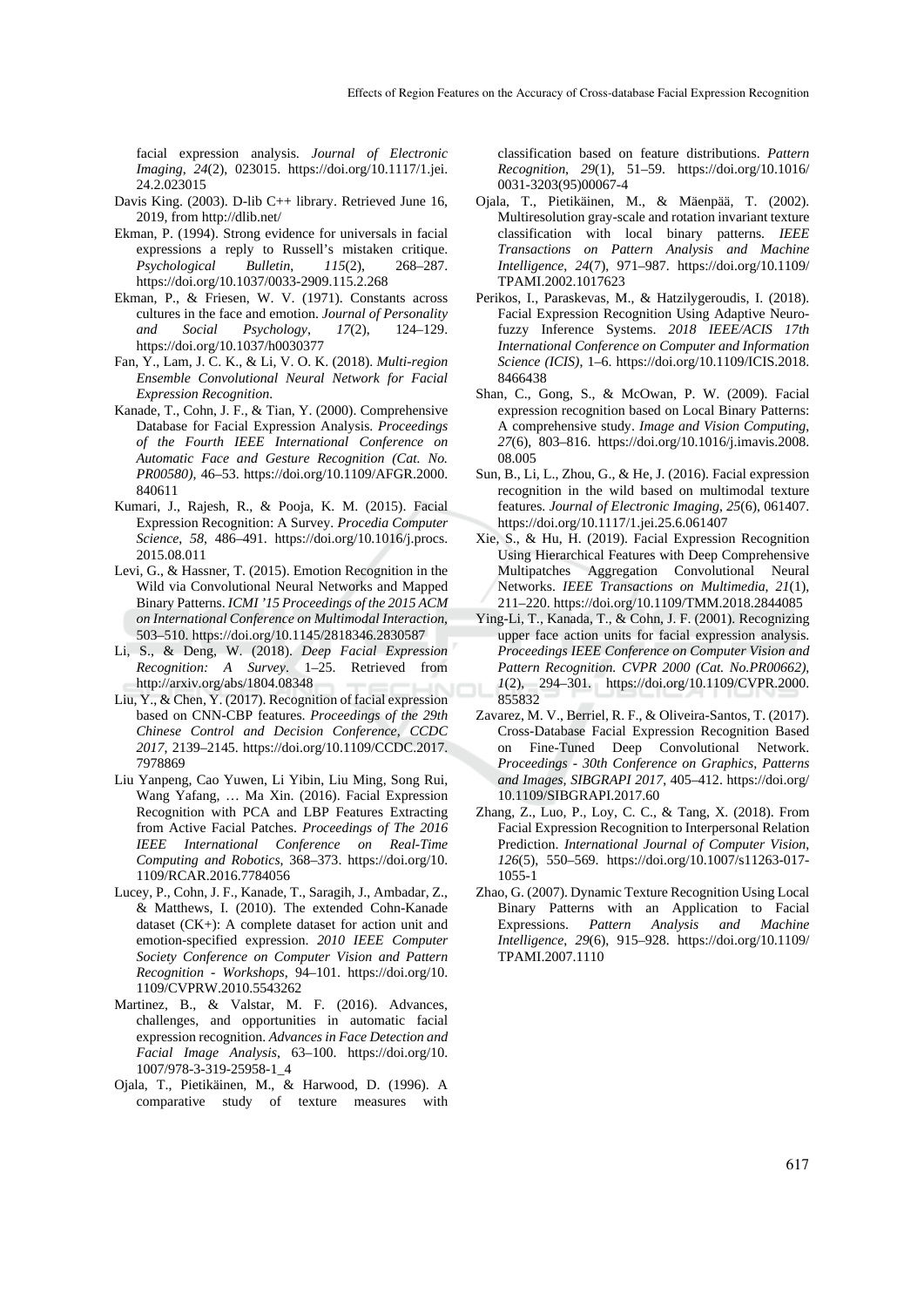facial expression analysis. *Journal of Electronic Imaging*, *24*(2), 023015. https://doi.org/10.1117/1.jei.24.2.023015

Davis King. (2003). D-lib C++ library. Retrieved June 16, 2019, from http://dlib.net/

Ekman, P. (1994). Strong evidence for universals in facial expressions a reply to Russell's mistaken critique. *Psychological Bulletin*, *115*(2), 268–287. https://doi.org/10.1037/0033-2909.115.2.268

Ekman, P., & Friesen, W. V. (1971). Constants across cultures in the face and emotion. *Journal of Personality and Social Psychology*, *17*(2), 124–129. https://doi.org/10.1037/h0030377

Fan, Y., Lam, J. C. K., & Li, V. O. K. (2018). *Multi-region Ensemble Convolutional Neural Network for Facial Expression Recognition*.

Kanade, T., Cohn, J. F., & Tian, Y. (2000). Comprehensive Database for Facial Expression Analysis. *Proceedings of the Fourth IEEE International Conference on Automatic Face and Gesture Recognition (Cat. No. PR00580)*, 46–53. https://doi.org/10.1109/AFGR.2000.840611

Kumari, J., Rajesh, R., & Pooja, K. M. (2015). Facial Expression Recognition: A Survey. *Procedia Computer Science*, *58*, 486–491. https://doi.org/10.1016/j.procs.2015.08.011

Levi, G., & Hassner, T. (2015). Emotion Recognition in the Wild via Convolutional Neural Networks and Mapped Binary Patterns. *ICMI '15 Proceedings of the 2015 ACM on International Conference on Multimodal Interaction*, 503–510. https://doi.org/10.1145/2818346.2830587

Li, S., & Deng, W. (2018). *Deep Facial Expression Recognition: A Survey*. 1–25. Retrieved from http://arxiv.org/abs/1804.08348

Liu, Y., & Chen, Y. (2017). Recognition of facial expression based on CNN-CBP features. *Proceedings of the 29th Chinese Control and Decision Conference, CCDC 2017*, 2139–2145. https://doi.org/10.1109/CCDC.2017.7978869

Liu Yanpeng, Cao Yuwen, Li Yibin, Liu Ming, Song Rui, Wang Yafang, … Ma Xin. (2016). Facial Expression Recognition with PCA and LBP Features Extracting from Active Facial Patches. *Proceedings of The 2016 IEEE International Conference on Real-Time Computing and Robotics*, 368–373. https://doi.org/10.1109/RCAR.2016.7784056

Lucey, P., Cohn, J. F., Kanade, T., Saragih, J., Ambadar, Z., & Matthews, I. (2010). The extended Cohn-Kanade dataset (CK+): A complete dataset for action unit and emotion-specified expression. *2010 IEEE Computer Society Conference on Computer Vision and Pattern Recognition - Workshops*, 94–101. https://doi.org/10.1109/CVPRW.2010.5543262

Martinez, B., & Valstar, M. F. (2016). Advances, challenges, and opportunities in automatic facial expression recognition. *Advances in Face Detection and Facial Image Analysis*, 63–100. https://doi.org/10.1007/978-3-319-25958-1_4

Ojala, T., Pietikäinen, M., & Harwood, D. (1996). A comparative study of texture measures with classification based on feature distributions. *Pattern Recognition*, *29*(1), 51–59. https://doi.org/10.1016/0031-3203(95)00067-4

Ojala, T., Pietikäinen, M., & Mäenpää, T. (2002). Multiresolution gray-scale and rotation invariant texture classification with local binary patterns. *IEEE Transactions on Pattern Analysis and Machine Intelligence*, *24*(7), 971–987. https://doi.org/10.1109/TPAMI.2002.1017623

Perikos, I., Paraskevas, M., & Hatzilygeroudis, I. (2018). Facial Expression Recognition Using Adaptive Neuro-fuzzy Inference Systems. *2018 IEEE/ACIS 17th International Conference on Computer and Information Science (ICIS)*, 1–6. https://doi.org/10.1109/ICIS.2018.8466438

Shan, C., Gong, S., & McOwan, P. W. (2009). Facial expression recognition based on Local Binary Patterns: A comprehensive study. *Image and Vision Computing*, *27*(6), 803–816. https://doi.org/10.1016/j.imavis.2008.08.005

Sun, B., Li, L., Zhou, G., & He, J. (2016). Facial expression recognition in the wild based on multimodal texture features. *Journal of Electronic Imaging*, *25*(6), 061407. https://doi.org/10.1117/1.jei.25.6.061407

Xie, S., & Hu, H. (2019). Facial Expression Recognition Using Hierarchical Features with Deep Comprehensive Multipatches Aggregation Convolutional Neural Networks. *IEEE Transactions on Multimedia*, *21*(1), 211–220. https://doi.org/10.1109/TMM.2018.2844085

Ying-Li, T., Kanada, T., & Cohn, J. F. (2001). Recognizing upper face action units for facial expression analysis. *Proceedings IEEE Conference on Computer Vision and Pattern Recognition. CVPR 2000 (Cat. No.PR00662)*, *1*(2), 294–301. https://doi.org/10.1109/CVPR.2000.855832

Zavarez, M. V., Berriel, R. F., & Oliveira-Santos, T. (2017). Cross-Database Facial Expression Recognition Based on Fine-Tuned Deep Convolutional Network. *Proceedings - 30th Conference on Graphics, Patterns and Images, SIBGRAPI 2017*, 405–412. https://doi.org/10.1109/SIBGRAPI.2017.60

Zhang, Z., Luo, P., Loy, C. C., & Tang, X. (2018). From Facial Expression Recognition to Interpersonal Relation Prediction. *International Journal of Computer Vision*, *126*(5), 550–569. https://doi.org/10.1007/s11263-017-1055-1

Zhao, G. (2007). Dynamic Texture Recognition Using Local Binary Patterns with an Application to Facial Expressions. *Pattern Analysis and Machine Intelligence*, *29*(6), 915–928. https://doi.org/10.1109/TPAMI.2007.1110